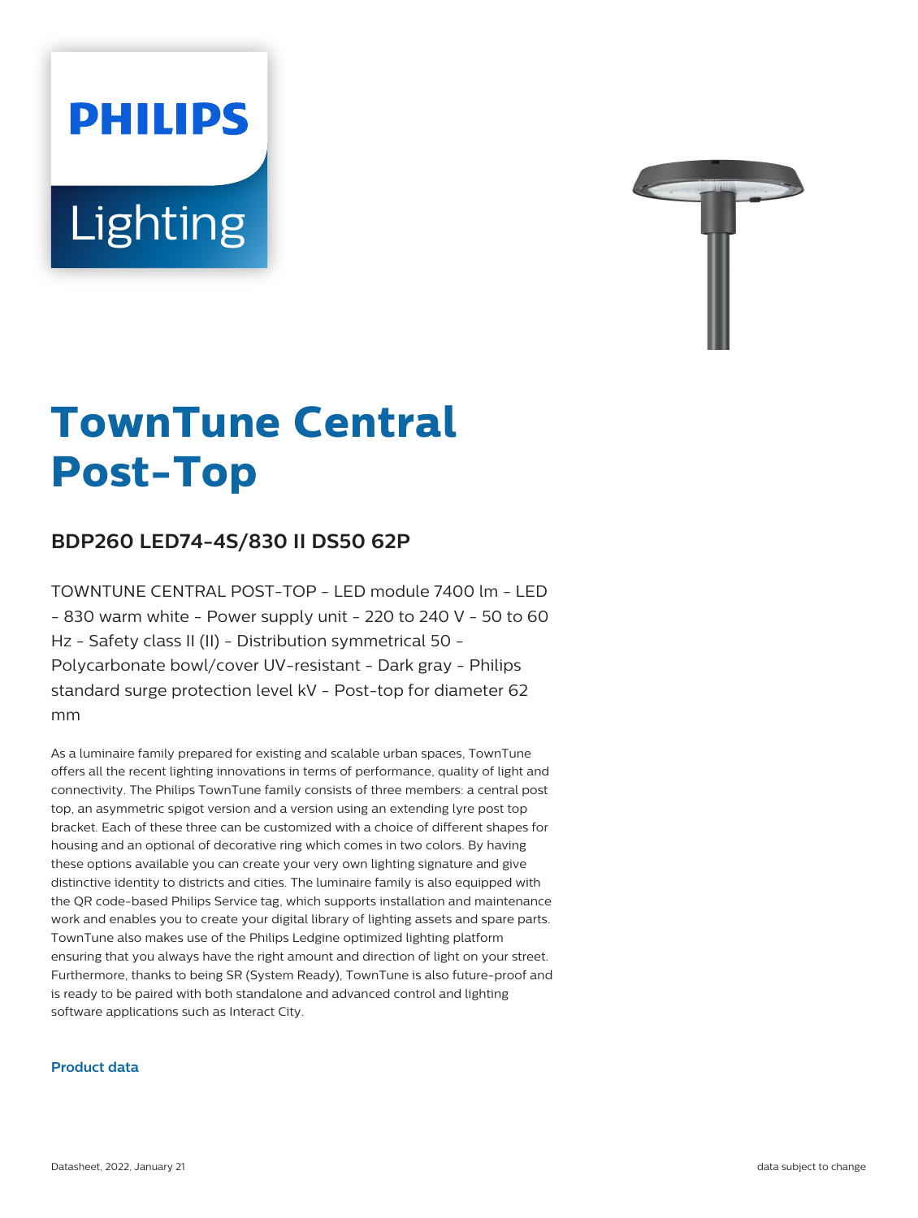# TownTune Central Post-Top

## BDP260 LED74-4S/830 II DS50 62P

TOWNTUNE CENTRAL POST-TOP - LED module 7400 lm - LED - 830 warm white - Power supply unit - 220 to 240 V - 50 to 60 Hz - Safety class II (II) - Distribution symmetrical 50 - Polycarbonate bowl/cover UV-resistant - Dark gray - Philips standard surge protection level kV - Post-top for diameter 62 mm

As a luminaire family prepared for existing and scalable urban spaces, TownTune offers all the recent lighting innovations in terms of performance, quality of light and connectivity. The Philips TownTune family consists of three members: a central post top, an asymmetric spigot version and a version using an extending lyre post top bracket. Each of these three can be customized with a choice of different shapes for housing and an optional of decorative ring which comes in two colors. By having these options available you can create your very own lighting signature and give distinctive identity to districts and cities. The luminaire family is also equipped with the QR code-based Philips Service tag, which supports installation and maintenance work and enables you to create your digital library of lighting assets and spare parts. TownTune also makes use of the Philips Ledgine optimized lighting platform ensuring that you always have the right amount and direction of light on your street. Furthermore, thanks to being SR (System Ready), TownTune is also future-proof and is ready to be paired with both standalone and advanced control and lighting software applications such as Interact City.

### Product data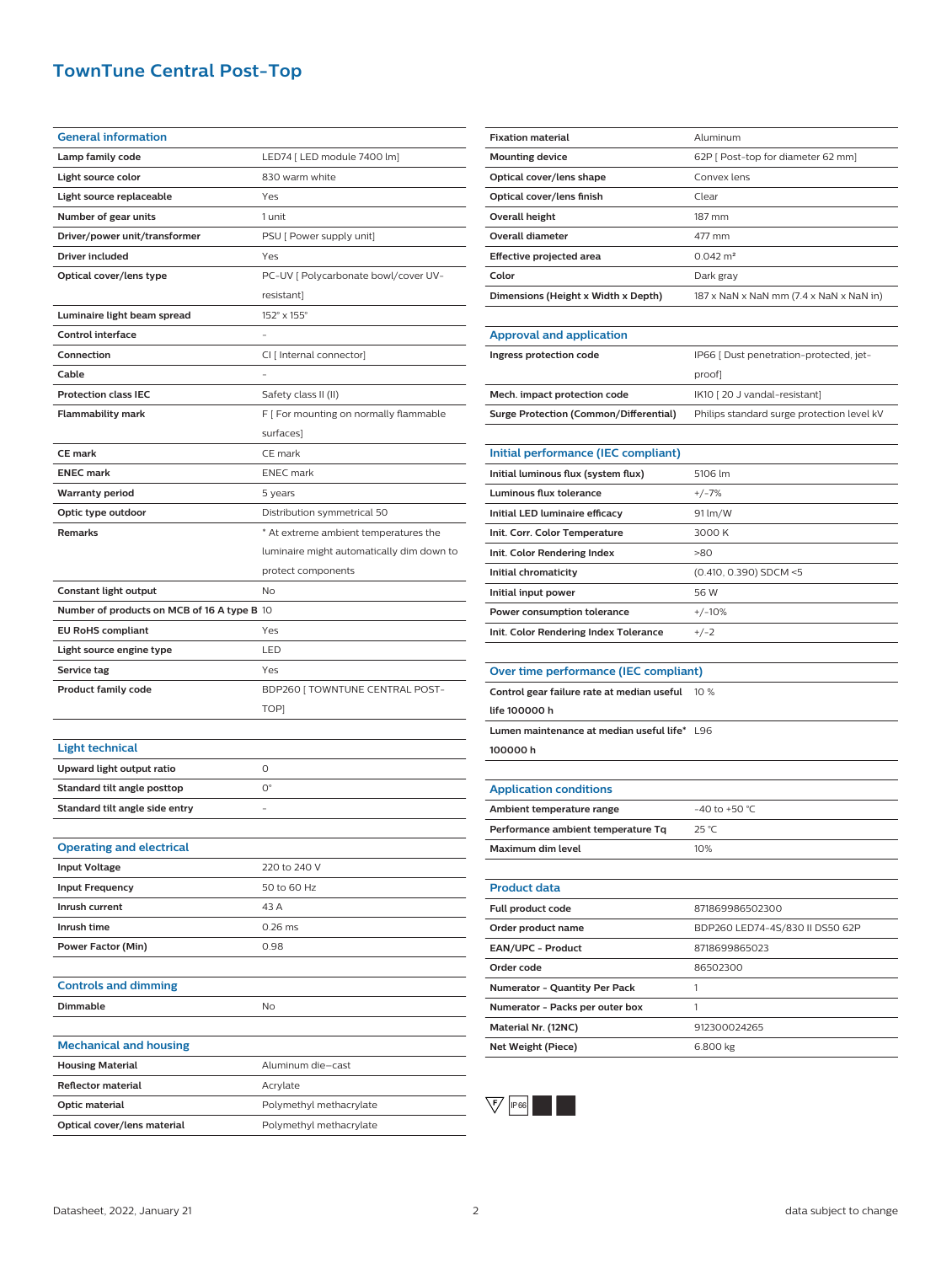# TownTune Central Post-Top

| General information | |
|---|---|
| Lamp family code | LED74 [ LED module 7400 lm] |
| Light source color | 830 warm white |
| Light source replaceable | Yes |
| Number of gear units | 1 unit |
| Driver/power unit/transformer | PSU [ Power supply unit] |
| Driver included | Yes |
| Optical cover/lens type | PC-UV [ Polycarbonate bowl/cover UV-resistant] |
| Luminaire light beam spread | 152° x 155° |
| Control interface | - |
| Connection | CI [ Internal connector] |
| Cable | - |
| Protection class IEC | Safety class II (II) |
| Flammability mark | F [ For mounting on normally flammable surfaces] |
| CE mark | CE mark |
| ENEC mark | ENEC mark |
| Warranty period | 5 years |
| Optic type outdoor | Distribution symmetrical 50 |
| Remarks | * At extreme ambient temperatures the luminaire might automatically dim down to protect components |
| Constant light output | No |
| Number of products on MCB of 16 A type B | 10 |
| EU RoHS compliant | Yes |
| Light source engine type | LED |
| Service tag | Yes |
| Product family code | BDP260 [ TOWNTUNE CENTRAL POST-TOP] |

| Light technical | |
|---|---|
| Upward light output ratio | 0 |
| Standard tilt angle posttop | 0° |
| Standard tilt angle side entry | - |

| Operating and electrical | |
|---|---|
| Input Voltage | 220 to 240 V |
| Input Frequency | 50 to 60 Hz |
| Inrush current | 43 A |
| Inrush time | 0.26 ms |
| Power Factor (Min) | 0.98 |

| Controls and dimming | |
|---|---|
| Dimmable | No |

| Mechanical and housing | |
|---|---|
| Housing Material | Aluminum die-cast |
| Reflector material | Acrylate |
| Optic material | Polymethyl methacrylate |
| Optical cover/lens material | Polymethyl methacrylate |
| Fixation material | Aluminum |
| Mounting device | 62P [ Post-top for diameter 62 mm] |
| Optical cover/lens shape | Convex lens |
| Optical cover/lens finish | Clear |
| Overall height | 187 mm |
| Overall diameter | 477 mm |
| Effective projected area | 0.042 m² |
| Color | Dark gray |
| Dimensions (Height x Width x Depth) | 187 x NaN x NaN mm (7.4 x NaN x NaN in) |

| Approval and application | |
|---|---|
| Ingress protection code | IP66 [ Dust penetration-protected, jet-proof] |
| Mech. impact protection code | IK10 [ 20 J vandal-resistant] |
| Surge Protection (Common/Differential) | Philips standard surge protection level kV |

| Initial performance (IEC compliant) | |
|---|---|
| Initial luminous flux (system flux) | 5106 lm |
| Luminous flux tolerance | +/-7% |
| Initial LED luminaire efficacy | 91 lm/W |
| Init. Corr. Color Temperature | 3000 K |
| Init. Color Rendering Index | >80 |
| Initial chromaticity | (0.410, 0.390) SDCM <5 |
| Initial input power | 56 W |
| Power consumption tolerance | +/-10% |
| Init. Color Rendering Index Tolerance | +/-2 |

| Over time performance (IEC compliant) | |
|---|---|
| Control gear failure rate at median useful life 100000 h | 10 % |
| Lumen maintenance at median useful life* 100000 h | L96 |

| Application conditions | |
|---|---|
| Ambient temperature range | -40 to +50 °C |
| Performance ambient temperature Tq | 25 °C |
| Maximum dim level | 10% |

| Product data | |
|---|---|
| Full product code | 871869986502300 |
| Order product name | BDP260 LED74-4S/830 II DS50 62P |
| EAN/UPC - Product | 8718699865023 |
| Order code | 86502300 |
| Numerator - Quantity Per Pack | 1 |
| Numerator - Packs per outer box | 1 |
| Material Nr. (12NC) | 912300024265 |
| Net Weight (Piece) | 6.800 kg |

F IP66

Datasheet, 2022, January 21

data subject to change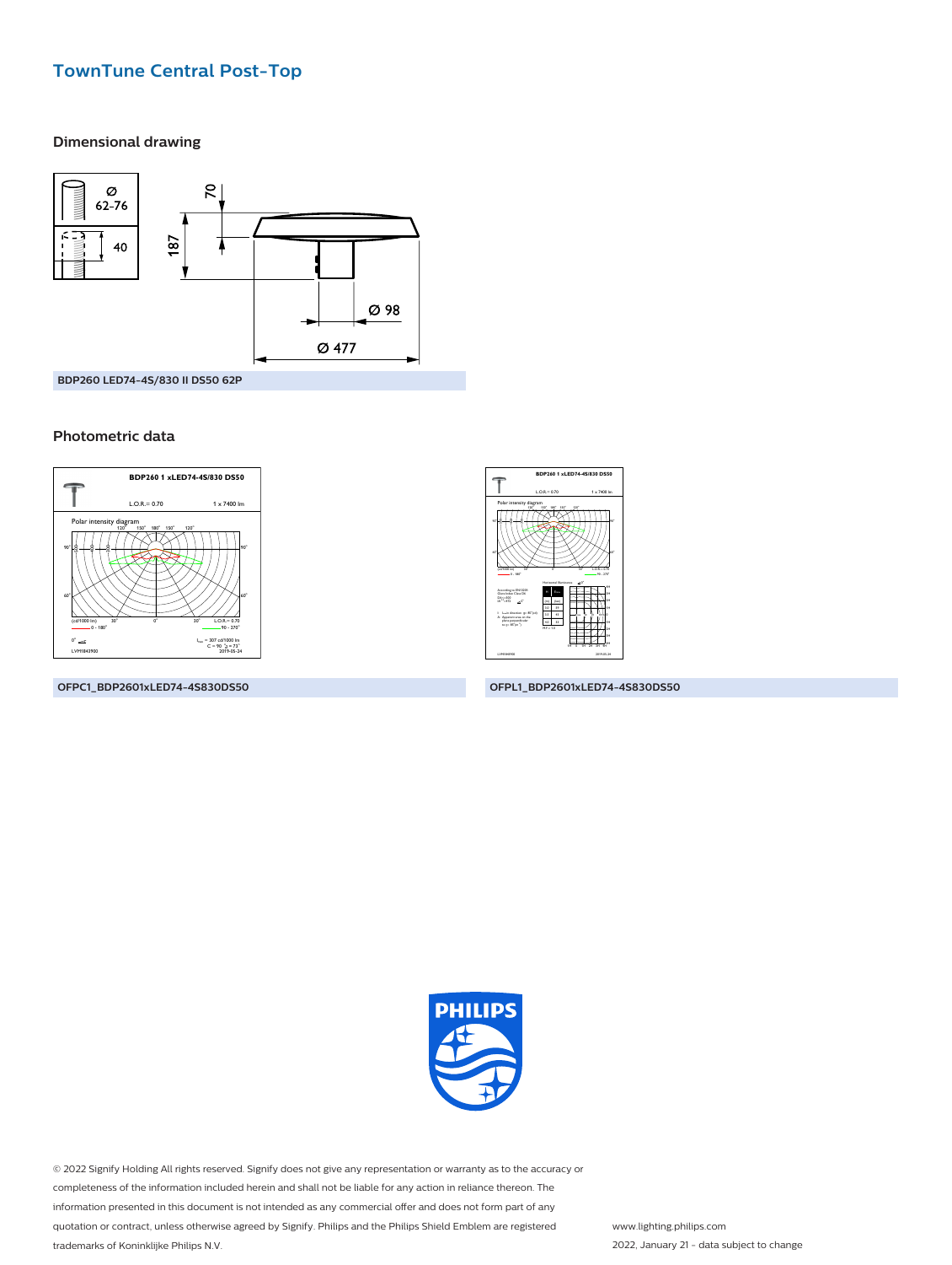# TownTune Central Post-Top

## Dimensional drawing

Ø
62-76

40

70

187

Ø 98

Ø 477

**BDP260 LED74-4S/830 II DS50 62P**

## Photometric data

BDP260 1 xLED74-4S/830 DS50

L.O.R.= 0.70

1 x 7400 lm

Polar intensity diagram

120° 150° 180° 150° 120°

90° 90°

60° 60°

(cd/1000 lm) 30° 0° 30° L.O.R.= 0.70

0 - 180°

90 - 270°

$I_{max}$ = 307 cd/1000 lm

C = 90 γ = 73°

LVM1843900

2019-05-24

**OFPC1_BDP2601xLED74-4S830DS50**

BDP260 1 xLED74-4S/830 DS50

L.O.R.= 0.70

1 x 7400 lm

Polar intensity diagram

**OFPL1_BDP2601xLED74-4S830DS50**

© 2022 Signify Holding All rights reserved. Signify does not give any representation or warranty as to the accuracy or completeness of the information included herein and shall not be liable for any action in reliance thereon. The information presented in this document is not intended as any commercial offer and does not form part of any quotation or contract, unless otherwise agreed by Signify. Philips and the Philips Shield Emblem are registered trademarks of Koninklijke Philips N.V.

www.lighting.philips.com

2022, January 21 - data subject to change